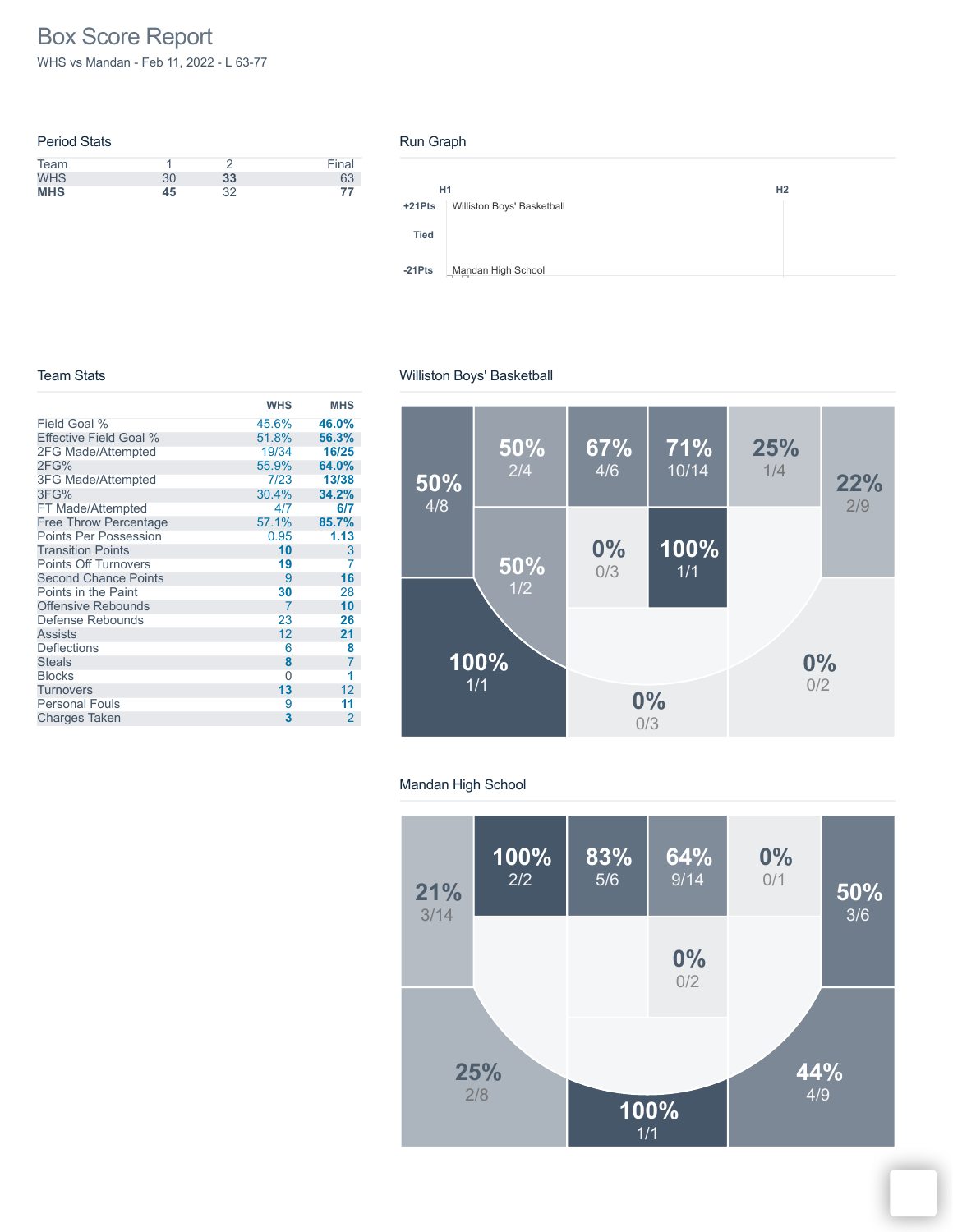# Box Score Report

WHS vs Mandan - Feb 11, 2022 - L 63-77

## Period Stats

| Team | 1 | 2 | Final |
|---|---|---|---|
| WHS | 30 | **33** | 63 |
| **MHS** | **45** | 32 | **77** |

## Run Graph

H1 H2

+21Pts Williston Boys' Basketball

Tied

-21Pts Mandan High School

## Team Stats

| | WHS | MHS |
|---|---|---|
| Field Goal % | 45.6% | **46.0%** |
| Effective Field Goal % | 51.8% | **56.3%** |
| 2FG Made/Attempted | 19/34 | **16/25** |
| 2FG% | 55.9% | **64.0%** |
| 3FG Made/Attempted | 7/23 | **13/38** |
| 3FG% | 30.4% | **34.2%** |
| FT Made/Attempted | 4/7 | **6/7** |
| Free Throw Percentage | 57.1% | **85.7%** |
| Points Per Possession | 0.95 | **1.13** |
| Transition Points | **10** | 3 |
| Points Off Turnovers | **19** | 7 |
| Second Chance Points | 9 | **16** |
| Points in the Paint | **30** | 28 |
| Offensive Rebounds | 7 | **10** |
| Defense Rebounds | 23 | **26** |
| Assists | 12 | **21** |
| Deflections | 6 | **8** |
| Steals | **8** | 7 |
| Blocks | 0 | **1** |
| Turnovers | **13** | 12 |
| Personal Fouls | 9 | **11** |
| Charges Taken | **3** | 2 |

## Williston Boys' Basketball

50% 4/8
50% 2/4
67% 4/6
71% 10/14
25% 1/4
22% 2/9
50% 1/2
0% 0/3
100% 1/1
100% 1/1
0% 0/3
0% 0/2

## Mandan High School

21% 3/14
100% 2/2
83% 5/6
64% 9/14
0% 0/1
50% 3/6
0% 0/2
25% 2/8
44% 4/9
100% 1/1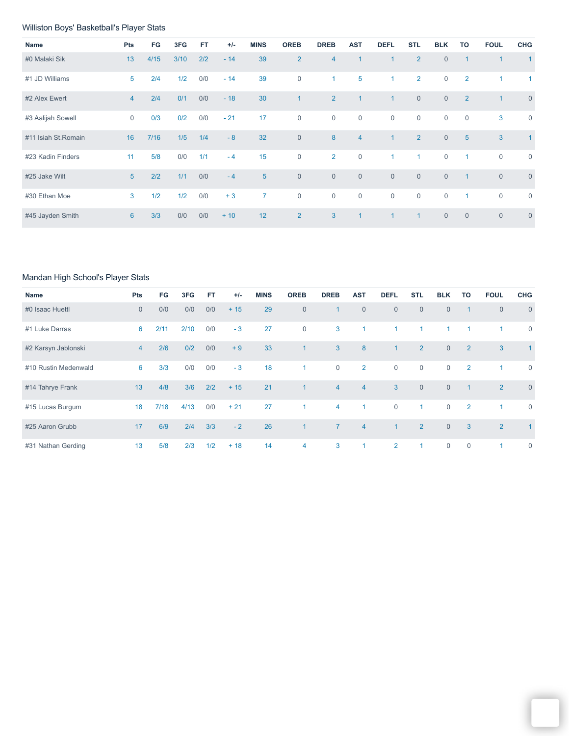Williston Boys' Basketball's Player Stats

| Name | Pts | FG | 3FG | FT | +/- | MINS | OREB | DREB | AST | DEFL | STL | BLK | TO | FOUL | CHG |
|---|---|---|---|---|---|---|---|---|---|---|---|---|---|---|---|
| #0 Malaki Sik | 13 | 4/15 | 3/10 | 2/2 | - 14 | 39 | 2 | 4 | 1 | 1 | 2 | 0 | 1 | 1 | 1 |
| #1 JD Williams | 5 | 2/4 | 1/2 | 0/0 | - 14 | 39 | 0 | 1 | 5 | 1 | 2 | 0 | 2 | 1 | 1 |
| #2 Alex Ewert | 4 | 2/4 | 0/1 | 0/0 | - 18 | 30 | 1 | 2 | 1 | 1 | 0 | 0 | 2 | 1 | 0 |
| #3 Aalijah Sowell | 0 | 0/3 | 0/2 | 0/0 | - 21 | 17 | 0 | 0 | 0 | 0 | 0 | 0 | 0 | 3 | 0 |
| #11 Isiah St.Romain | 16 | 7/16 | 1/5 | 1/4 | - 8 | 32 | 0 | 8 | 4 | 1 | 2 | 0 | 5 | 3 | 1 |
| #23 Kadin Finders | 11 | 5/8 | 0/0 | 1/1 | - 4 | 15 | 0 | 2 | 0 | 1 | 1 | 0 | 1 | 0 | 0 |
| #25 Jake Wilt | 5 | 2/2 | 1/1 | 0/0 | - 4 | 5 | 0 | 0 | 0 | 0 | 0 | 0 | 1 | 0 | 0 |
| #30 Ethan Moe | 3 | 1/2 | 1/2 | 0/0 | + 3 | 7 | 0 | 0 | 0 | 0 | 0 | 0 | 1 | 0 | 0 |
| #45 Jayden Smith | 6 | 3/3 | 0/0 | 0/0 | + 10 | 12 | 2 | 3 | 1 | 1 | 1 | 0 | 0 | 0 | 0 |

Mandan High School's Player Stats

| Name | Pts | FG | 3FG | FT | +/- | MINS | OREB | DREB | AST | DEFL | STL | BLK | TO | FOUL | CHG |
|---|---|---|---|---|---|---|---|---|---|---|---|---|---|---|---|
| #0 Isaac Huettl | 0 | 0/0 | 0/0 | 0/0 | + 15 | 29 | 0 | 1 | 0 | 0 | 0 | 0 | 1 | 0 | 0 |
| #1 Luke Darras | 6 | 2/11 | 2/10 | 0/0 | - 3 | 27 | 0 | 3 | 1 | 1 | 1 | 1 | 1 | 1 | 0 |
| #2 Karsyn Jablonski | 4 | 2/6 | 0/2 | 0/0 | + 9 | 33 | 1 | 3 | 8 | 1 | 2 | 0 | 2 | 3 | 1 |
| #10 Rustin Medenwald | 6 | 3/3 | 0/0 | 0/0 | - 3 | 18 | 1 | 0 | 2 | 0 | 0 | 0 | 2 | 1 | 0 |
| #14 Tahrye Frank | 13 | 4/8 | 3/6 | 2/2 | + 15 | 21 | 1 | 4 | 4 | 3 | 0 | 0 | 1 | 2 | 0 |
| #15 Lucas Burgum | 18 | 7/18 | 4/13 | 0/0 | + 21 | 27 | 1 | 4 | 1 | 0 | 1 | 0 | 2 | 1 | 0 |
| #25 Aaron Grubb | 17 | 6/9 | 2/4 | 3/3 | - 2 | 26 | 1 | 7 | 4 | 1 | 2 | 0 | 3 | 2 | 1 |
| #31 Nathan Gerding | 13 | 5/8 | 2/3 | 1/2 | + 18 | 14 | 4 | 3 | 1 | 2 | 1 | 0 | 0 | 1 | 0 |